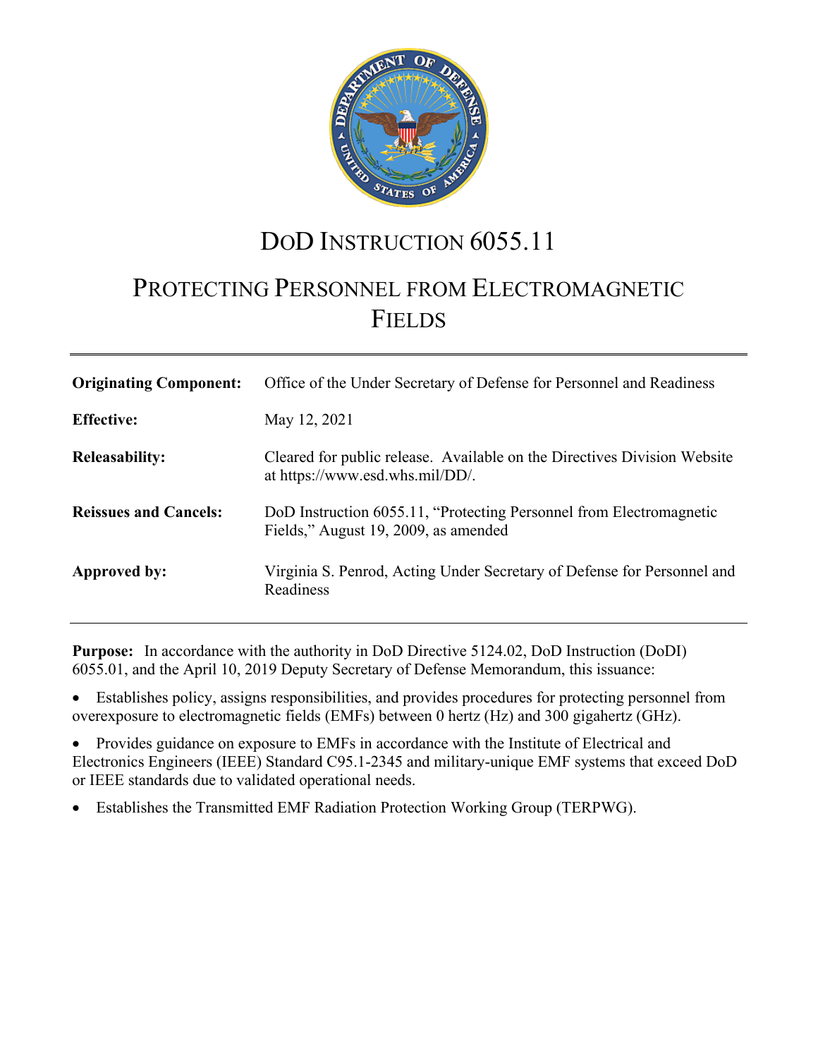# DoD Instruction 6055.11

# Protecting Personnel from Electromagnetic Fields

| | |
|---|---|
| **Originating Component:** | Office of the Under Secretary of Defense for Personnel and Readiness |
| **Effective:** | May 12, 2021 |
| **Releasability:** | Cleared for public release. Available on the Directives Division Website at https://www.esd.whs.mil/DD/. |
| **Reissues and Cancels:** | DoD Instruction 6055.11, "Protecting Personnel from Electromagnetic Fields," August 19, 2009, as amended |
| **Approved by:** | Virginia S. Penrod, Acting Under Secretary of Defense for Personnel and Readiness |

**Purpose:** In accordance with the authority in DoD Directive 5124.02, DoD Instruction (DoDI) 6055.01, and the April 10, 2019 Deputy Secretary of Defense Memorandum, this issuance:

- Establishes policy, assigns responsibilities, and provides procedures for protecting personnel from overexposure to electromagnetic fields (EMFs) between 0 hertz (Hz) and 300 gigahertz (GHz).
- Provides guidance on exposure to EMFs in accordance with the Institute of Electrical and Electronics Engineers (IEEE) Standard C95.1-2345 and military-unique EMF systems that exceed DoD or IEEE standards due to validated operational needs.
- Establishes the Transmitted EMF Radiation Protection Working Group (TERPWG).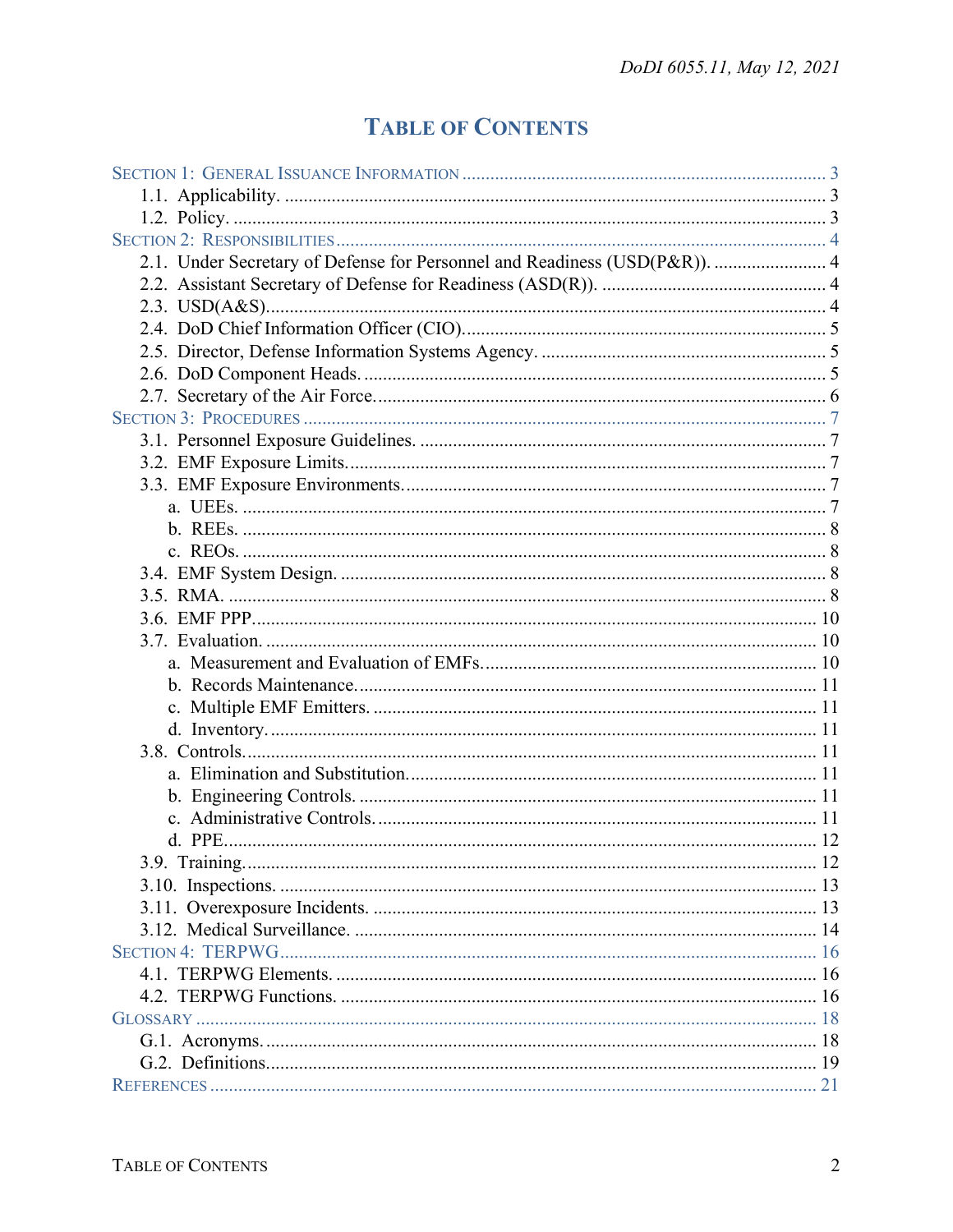# TABLE OF CONTENTS

SECTION 1: GENERAL ISSUANCE INFORMATION ..... 3
- 1.1. Applicability. ..... 3
- 1.2. Policy. ..... 3

SECTION 2: RESPONSIBILITIES ..... 4
- 2.1. Under Secretary of Defense for Personnel and Readiness (USD(P&R)). ..... 4
- 2.2. Assistant Secretary of Defense for Readiness (ASD(R)). ..... 4
- 2.3. USD(A&S). ..... 4
- 2.4. DoD Chief Information Officer (CIO). ..... 5
- 2.5. Director, Defense Information Systems Agency. ..... 5
- 2.6. DoD Component Heads. ..... 5
- 2.7. Secretary of the Air Force. ..... 6

SECTION 3: PROCEDURES ..... 7
- 3.1. Personnel Exposure Guidelines. ..... 7
- 3.2. EMF Exposure Limits. ..... 7
- 3.3. EMF Exposure Environments. ..... 7
  - a. UEEs. ..... 7
  - b. REEs. ..... 8
  - c. REOs. ..... 8
- 3.4. EMF System Design. ..... 8
- 3.5. RMA. ..... 8
- 3.6. EMF PPP. ..... 10
- 3.7. Evaluation. ..... 10
  - a. Measurement and Evaluation of EMFs. ..... 10
  - b. Records Maintenance. ..... 11
  - c. Multiple EMF Emitters. ..... 11
  - d. Inventory. ..... 11
- 3.8. Controls. ..... 11
  - a. Elimination and Substitution. ..... 11
  - b. Engineering Controls. ..... 11
  - c. Administrative Controls. ..... 11
  - d. PPE. ..... 12
- 3.9. Training. ..... 12
- 3.10. Inspections. ..... 13
- 3.11. Overexposure Incidents. ..... 13
- 3.12. Medical Surveillance. ..... 14

SECTION 4: TERPWG ..... 16
- 4.1. TERPWG Elements. ..... 16
- 4.2. TERPWG Functions. ..... 16

GLOSSARY ..... 18
- G.1. Acronyms. ..... 18
- G.2. Definitions. ..... 19

REFERENCES ..... 21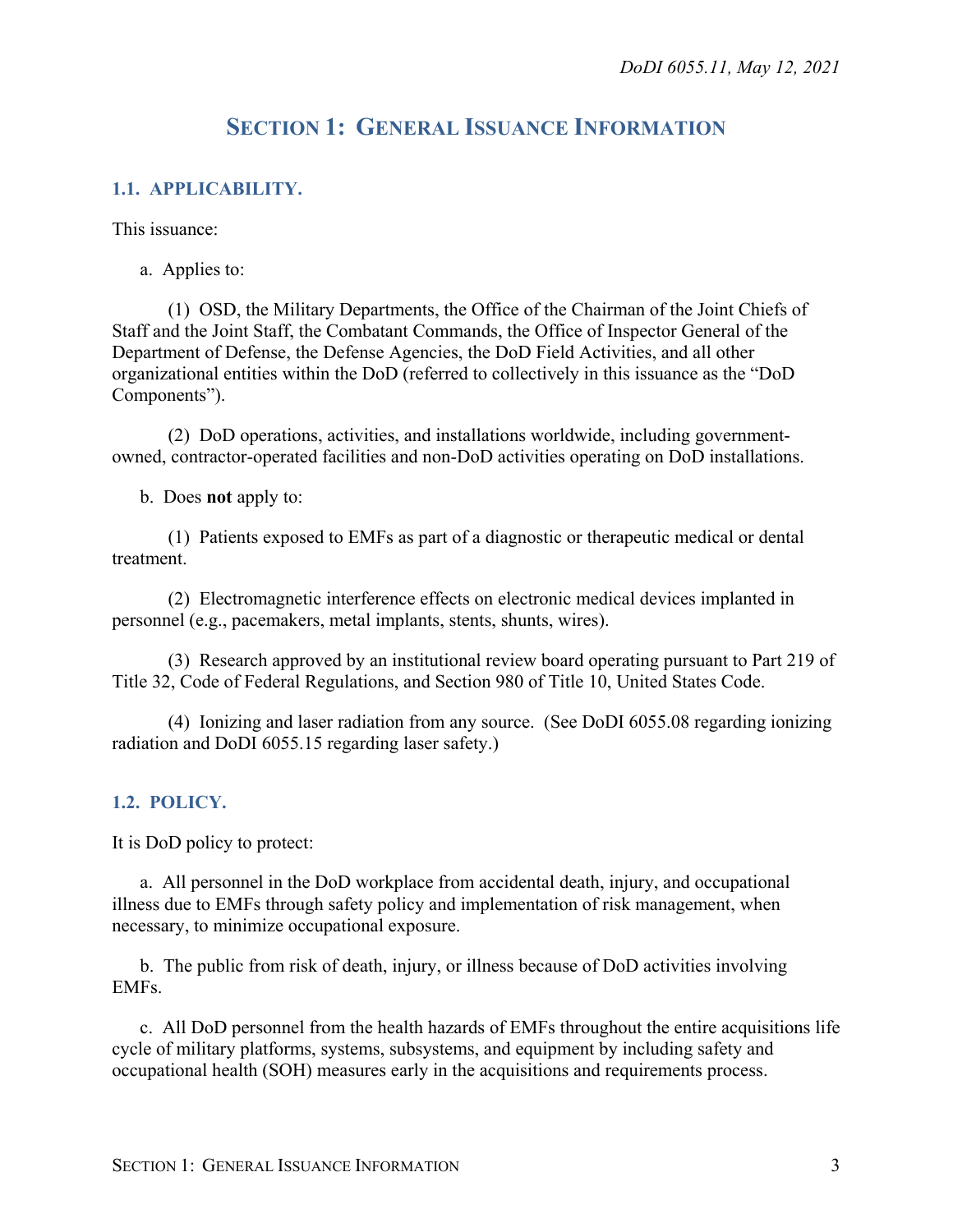# SECTION 1: GENERAL ISSUANCE INFORMATION

## 1.1. APPLICABILITY.

This issuance:

a. Applies to:

(1) OSD, the Military Departments, the Office of the Chairman of the Joint Chiefs of Staff and the Joint Staff, the Combatant Commands, the Office of Inspector General of the Department of Defense, the Defense Agencies, the DoD Field Activities, and all other organizational entities within the DoD (referred to collectively in this issuance as the "DoD Components").

(2) DoD operations, activities, and installations worldwide, including government-owned, contractor-operated facilities and non-DoD activities operating on DoD installations.

b. Does **not** apply to:

(1) Patients exposed to EMFs as part of a diagnostic or therapeutic medical or dental treatment.

(2) Electromagnetic interference effects on electronic medical devices implanted in personnel (e.g., pacemakers, metal implants, stents, shunts, wires).

(3) Research approved by an institutional review board operating pursuant to Part 219 of Title 32, Code of Federal Regulations, and Section 980 of Title 10, United States Code.

(4) Ionizing and laser radiation from any source. (See DoDI 6055.08 regarding ionizing radiation and DoDI 6055.15 regarding laser safety.)

## 1.2. POLICY.

It is DoD policy to protect:

a. All personnel in the DoD workplace from accidental death, injury, and occupational illness due to EMFs through safety policy and implementation of risk management, when necessary, to minimize occupational exposure.

b. The public from risk of death, injury, or illness because of DoD activities involving EMFs.

c. All DoD personnel from the health hazards of EMFs throughout the entire acquisitions life cycle of military platforms, systems, subsystems, and equipment by including safety and occupational health (SOH) measures early in the acquisitions and requirements process.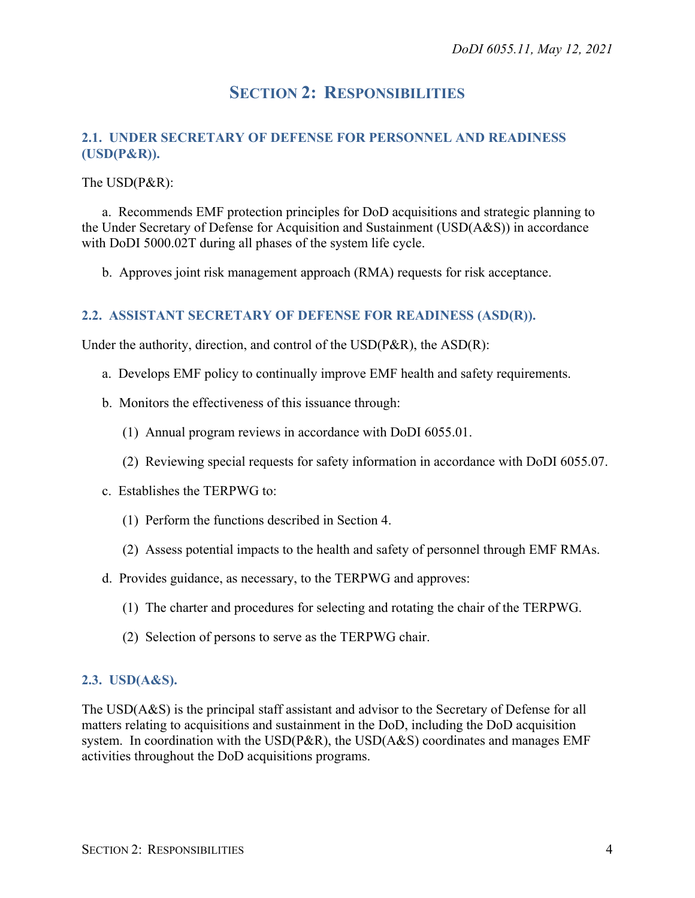# SECTION 2: RESPONSIBILITIES

## 2.1. UNDER SECRETARY OF DEFENSE FOR PERSONNEL AND READINESS (USD(P&R)).

The USD(P&R):

a. Recommends EMF protection principles for DoD acquisitions and strategic planning to the Under Secretary of Defense for Acquisition and Sustainment (USD(A&S)) in accordance with DoDI 5000.02T during all phases of the system life cycle.

b. Approves joint risk management approach (RMA) requests for risk acceptance.

## 2.2. ASSISTANT SECRETARY OF DEFENSE FOR READINESS (ASD(R)).

Under the authority, direction, and control of the USD(P&R), the ASD(R):

a. Develops EMF policy to continually improve EMF health and safety requirements.

b. Monitors the effectiveness of this issuance through:

(1) Annual program reviews in accordance with DoDI 6055.01.

(2) Reviewing special requests for safety information in accordance with DoDI 6055.07.

c. Establishes the TERPWG to:

(1) Perform the functions described in Section 4.

(2) Assess potential impacts to the health and safety of personnel through EMF RMAs.

d. Provides guidance, as necessary, to the TERPWG and approves:

(1) The charter and procedures for selecting and rotating the chair of the TERPWG.

(2) Selection of persons to serve as the TERPWG chair.

## 2.3. USD(A&S).

The USD(A&S) is the principal staff assistant and advisor to the Secretary of Defense for all matters relating to acquisitions and sustainment in the DoD, including the DoD acquisition system. In coordination with the USD(P&R), the USD(A&S) coordinates and manages EMF activities throughout the DoD acquisitions programs.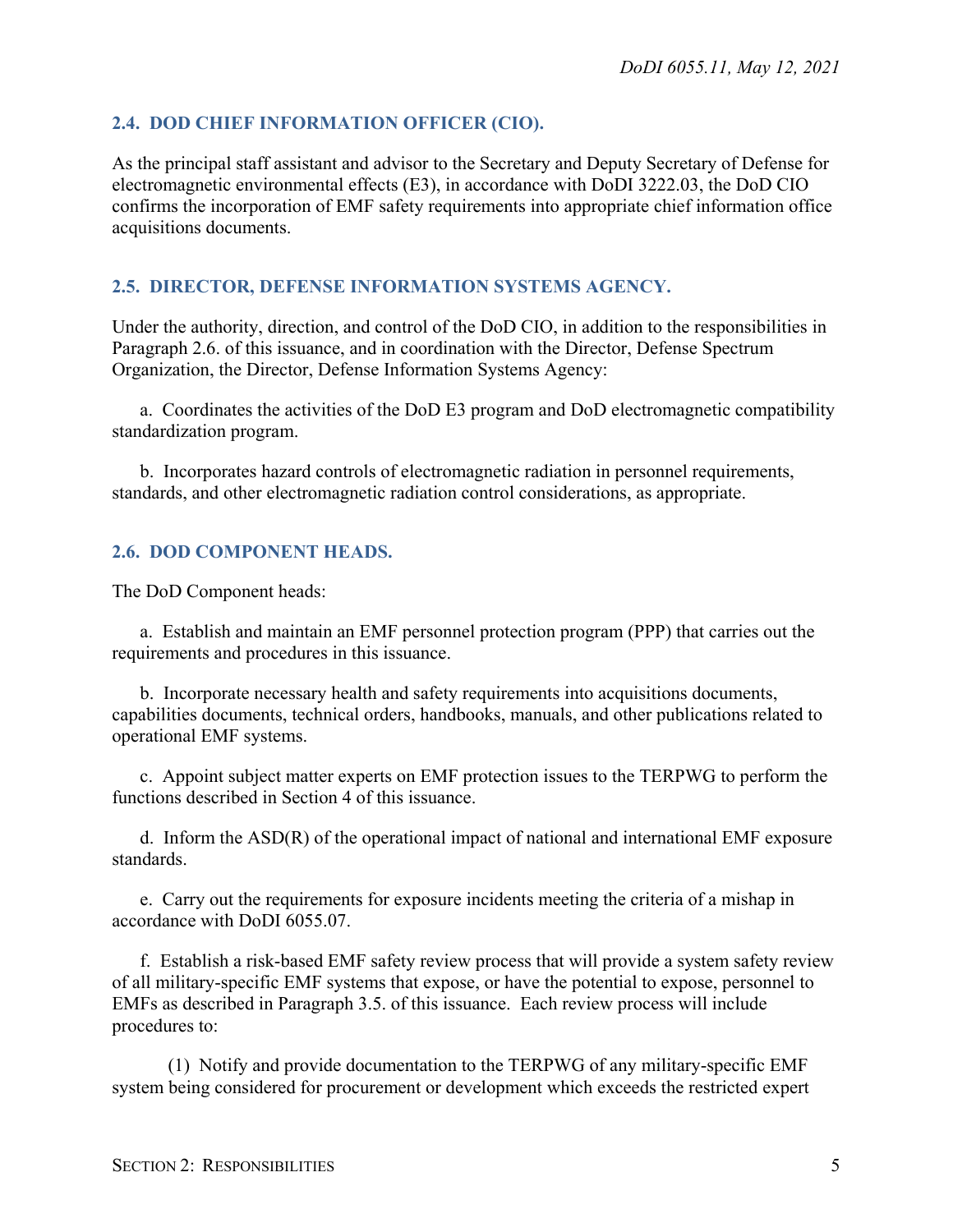### 2.4. DOD CHIEF INFORMATION OFFICER (CIO).

As the principal staff assistant and advisor to the Secretary and Deputy Secretary of Defense for electromagnetic environmental effects (E3), in accordance with DoDI 3222.03, the DoD CIO confirms the incorporation of EMF safety requirements into appropriate chief information office acquisitions documents.

### 2.5. DIRECTOR, DEFENSE INFORMATION SYSTEMS AGENCY.

Under the authority, direction, and control of the DoD CIO, in addition to the responsibilities in Paragraph 2.6. of this issuance, and in coordination with the Director, Defense Spectrum Organization, the Director, Defense Information Systems Agency:

a. Coordinates the activities of the DoD E3 program and DoD electromagnetic compatibility standardization program.

b. Incorporates hazard controls of electromagnetic radiation in personnel requirements, standards, and other electromagnetic radiation control considerations, as appropriate.

### 2.6. DOD COMPONENT HEADS.

The DoD Component heads:

a. Establish and maintain an EMF personnel protection program (PPP) that carries out the requirements and procedures in this issuance.

b. Incorporate necessary health and safety requirements into acquisitions documents, capabilities documents, technical orders, handbooks, manuals, and other publications related to operational EMF systems.

c. Appoint subject matter experts on EMF protection issues to the TERPWG to perform the functions described in Section 4 of this issuance.

d. Inform the ASD(R) of the operational impact of national and international EMF exposure standards.

e. Carry out the requirements for exposure incidents meeting the criteria of a mishap in accordance with DoDI 6055.07.

f. Establish a risk-based EMF safety review process that will provide a system safety review of all military-specific EMF systems that expose, or have the potential to expose, personnel to EMFs as described in Paragraph 3.5. of this issuance. Each review process will include procedures to:

(1) Notify and provide documentation to the TERPWG of any military-specific EMF system being considered for procurement or development which exceeds the restricted expert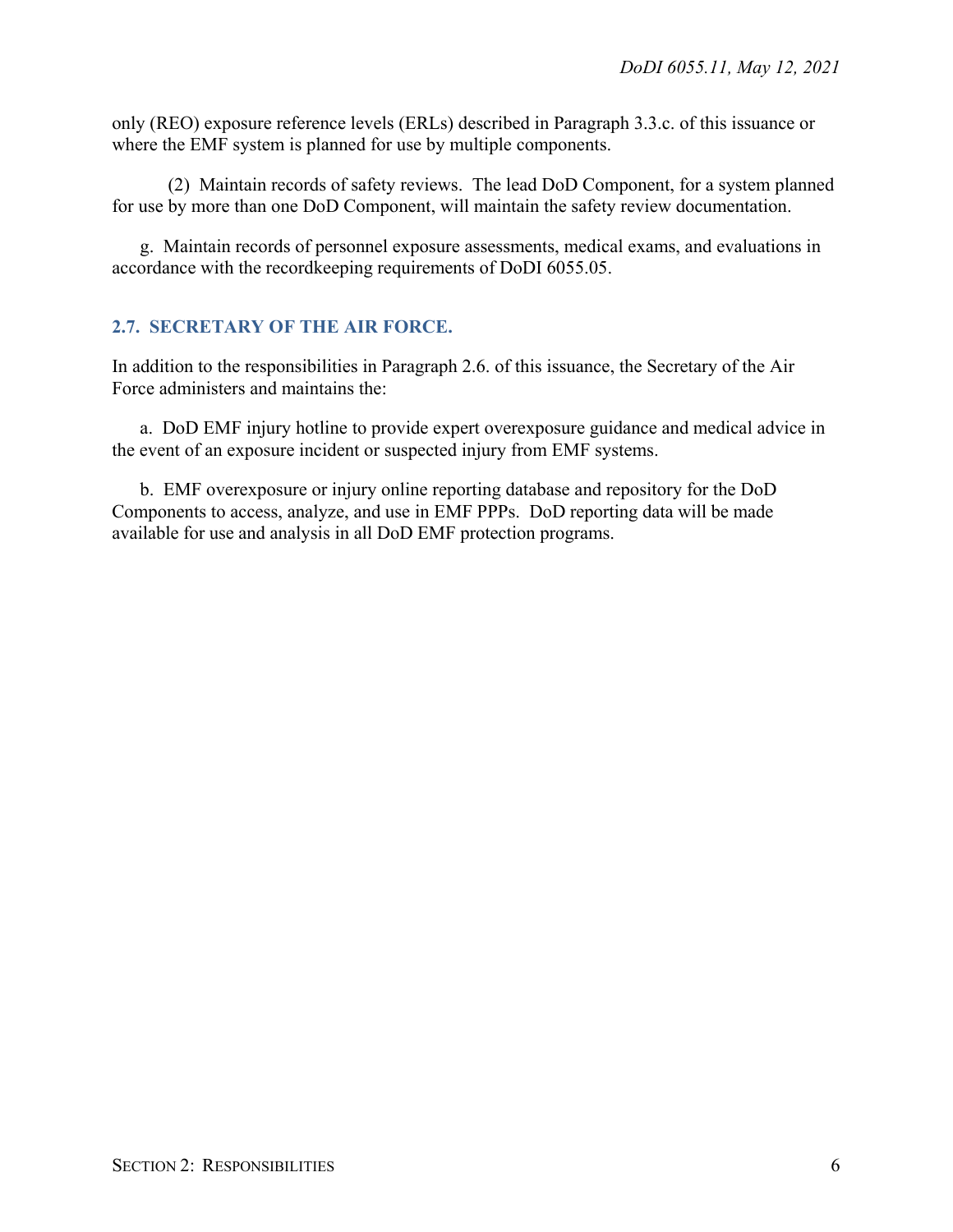only (REO) exposure reference levels (ERLs) described in Paragraph 3.3.c. of this issuance or where the EMF system is planned for use by multiple components.

(2) Maintain records of safety reviews. The lead DoD Component, for a system planned for use by more than one DoD Component, will maintain the safety review documentation.

g. Maintain records of personnel exposure assessments, medical exams, and evaluations in accordance with the recordkeeping requirements of DoDI 6055.05.

## 2.7. SECRETARY OF THE AIR FORCE.

In addition to the responsibilities in Paragraph 2.6. of this issuance, the Secretary of the Air Force administers and maintains the:

a. DoD EMF injury hotline to provide expert overexposure guidance and medical advice in the event of an exposure incident or suspected injury from EMF systems.

b. EMF overexposure or injury online reporting database and repository for the DoD Components to access, analyze, and use in EMF PPPs. DoD reporting data will be made available for use and analysis in all DoD EMF protection programs.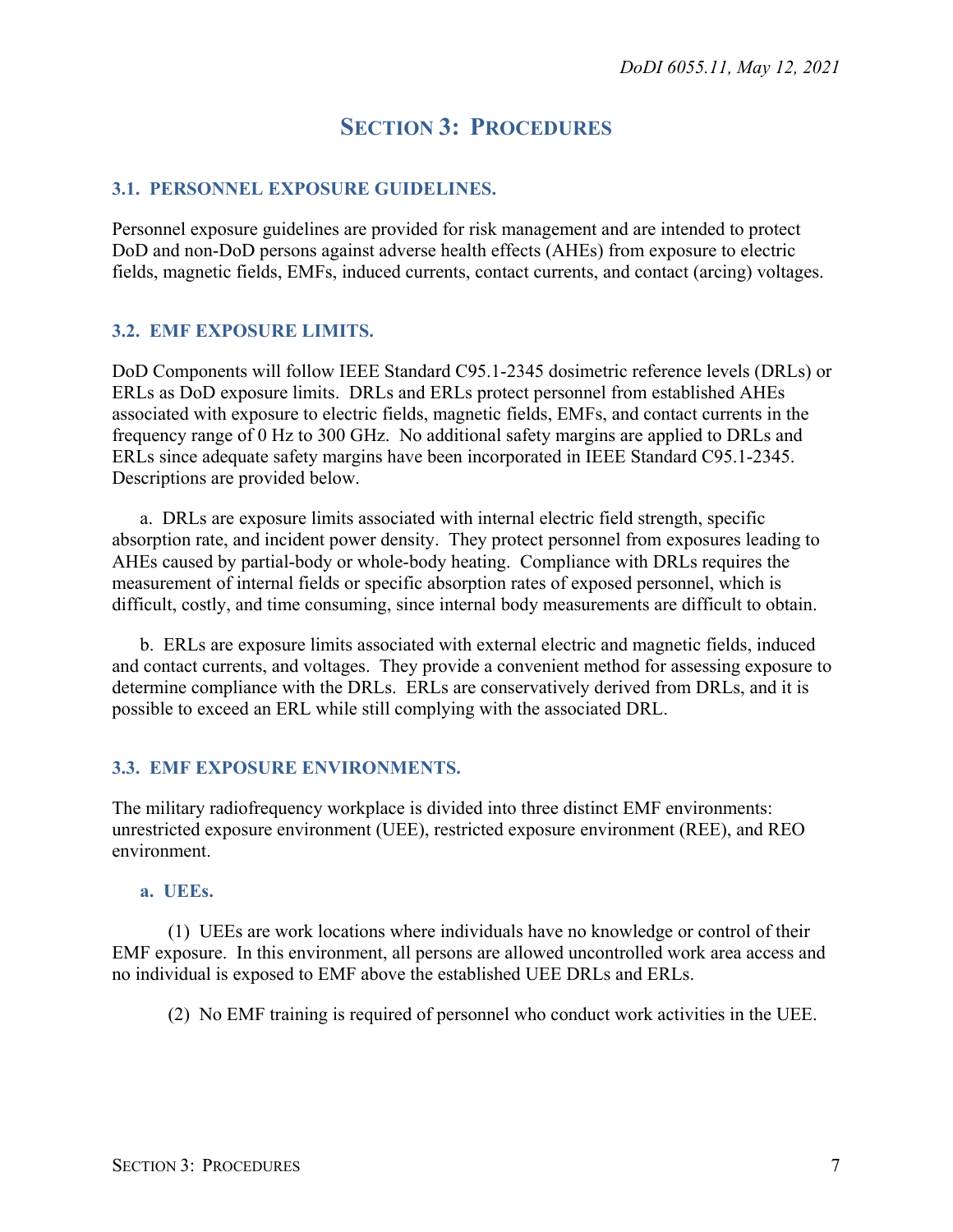# SECTION 3: PROCEDURES

## 3.1. PERSONNEL EXPOSURE GUIDELINES.

Personnel exposure guidelines are provided for risk management and are intended to protect DoD and non-DoD persons against adverse health effects (AHEs) from exposure to electric fields, magnetic fields, EMFs, induced currents, contact currents, and contact (arcing) voltages.

## 3.2. EMF EXPOSURE LIMITS.

DoD Components will follow IEEE Standard C95.1-2345 dosimetric reference levels (DRLs) or ERLs as DoD exposure limits. DRLs and ERLs protect personnel from established AHEs associated with exposure to electric fields, magnetic fields, EMFs, and contact currents in the frequency range of 0 Hz to 300 GHz. No additional safety margins are applied to DRLs and ERLs since adequate safety margins have been incorporated in IEEE Standard C95.1-2345. Descriptions are provided below.

a. DRLs are exposure limits associated with internal electric field strength, specific absorption rate, and incident power density. They protect personnel from exposures leading to AHEs caused by partial-body or whole-body heating. Compliance with DRLs requires the measurement of internal fields or specific absorption rates of exposed personnel, which is difficult, costly, and time consuming, since internal body measurements are difficult to obtain.

b. ERLs are exposure limits associated with external electric and magnetic fields, induced and contact currents, and voltages. They provide a convenient method for assessing exposure to determine compliance with the DRLs. ERLs are conservatively derived from DRLs, and it is possible to exceed an ERL while still complying with the associated DRL.

## 3.3. EMF EXPOSURE ENVIRONMENTS.

The military radiofrequency workplace is divided into three distinct EMF environments: unrestricted exposure environment (UEE), restricted exposure environment (REE), and REO environment.

### a. UEEs.

(1) UEEs are work locations where individuals have no knowledge or control of their EMF exposure. In this environment, all persons are allowed uncontrolled work area access and no individual is exposed to EMF above the established UEE DRLs and ERLs.

(2) No EMF training is required of personnel who conduct work activities in the UEE.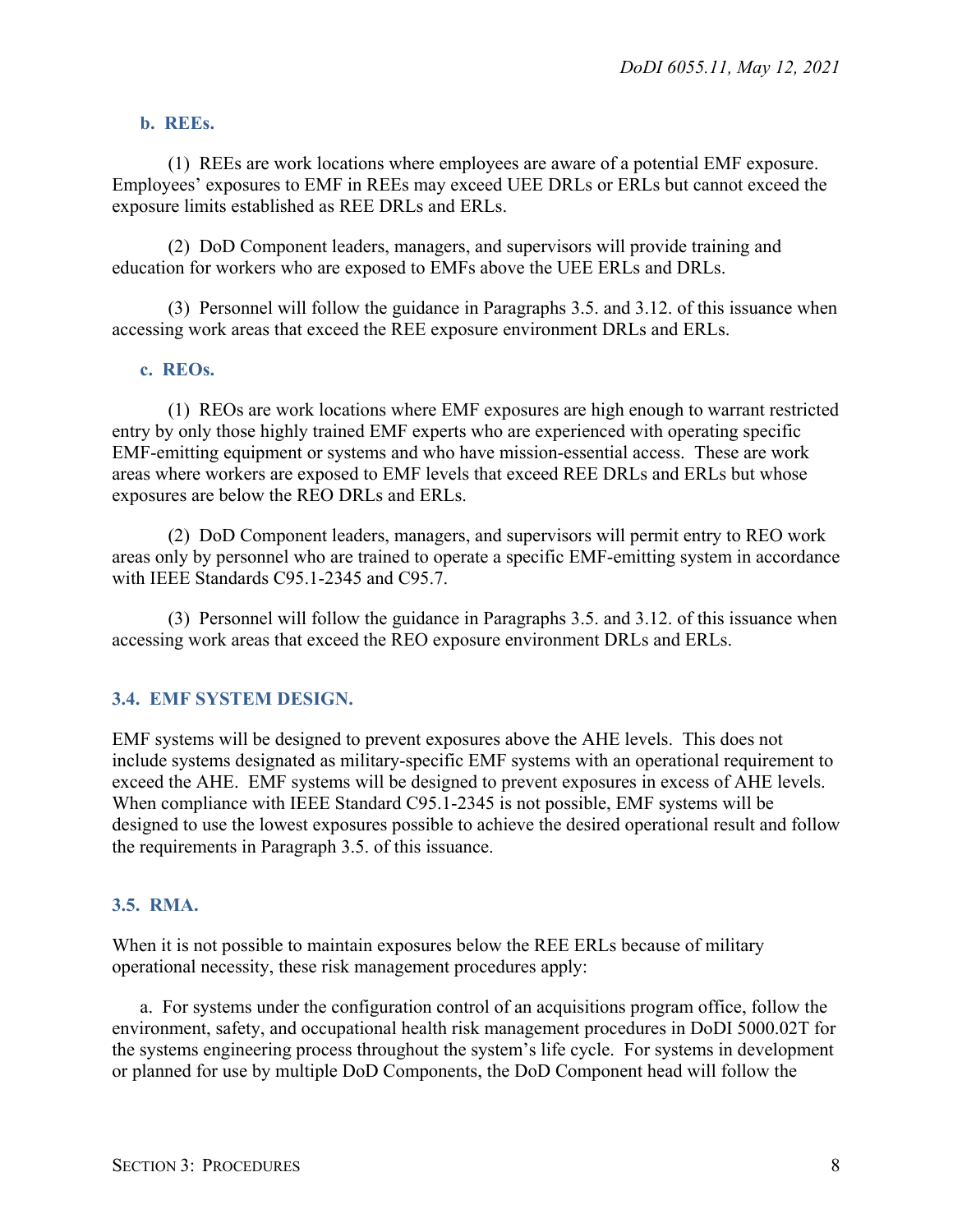**b. REEs.**

(1) REEs are work locations where employees are aware of a potential EMF exposure. Employees' exposures to EMF in REEs may exceed UEE DRLs or ERLs but cannot exceed the exposure limits established as REE DRLs and ERLs.

(2) DoD Component leaders, managers, and supervisors will provide training and education for workers who are exposed to EMFs above the UEE ERLs and DRLs.

(3) Personnel will follow the guidance in Paragraphs 3.5. and 3.12. of this issuance when accessing work areas that exceed the REE exposure environment DRLs and ERLs.

**c. REOs.**

(1) REOs are work locations where EMF exposures are high enough to warrant restricted entry by only those highly trained EMF experts who are experienced with operating specific EMF-emitting equipment or systems and who have mission-essential access. These are work areas where workers are exposed to EMF levels that exceed REE DRLs and ERLs but whose exposures are below the REO DRLs and ERLs.

(2) DoD Component leaders, managers, and supervisors will permit entry to REO work areas only by personnel who are trained to operate a specific EMF-emitting system in accordance with IEEE Standards C95.1-2345 and C95.7.

(3) Personnel will follow the guidance in Paragraphs 3.5. and 3.12. of this issuance when accessing work areas that exceed the REO exposure environment DRLs and ERLs.

## 3.4. EMF SYSTEM DESIGN.

EMF systems will be designed to prevent exposures above the AHE levels. This does not include systems designated as military-specific EMF systems with an operational requirement to exceed the AHE. EMF systems will be designed to prevent exposures in excess of AHE levels. When compliance with IEEE Standard C95.1-2345 is not possible, EMF systems will be designed to use the lowest exposures possible to achieve the desired operational result and follow the requirements in Paragraph 3.5. of this issuance.

## 3.5. RMA.

When it is not possible to maintain exposures below the REE ERLs because of military operational necessity, these risk management procedures apply:

a. For systems under the configuration control of an acquisitions program office, follow the environment, safety, and occupational health risk management procedures in DoDI 5000.02T for the systems engineering process throughout the system's life cycle. For systems in development or planned for use by multiple DoD Components, the DoD Component head will follow the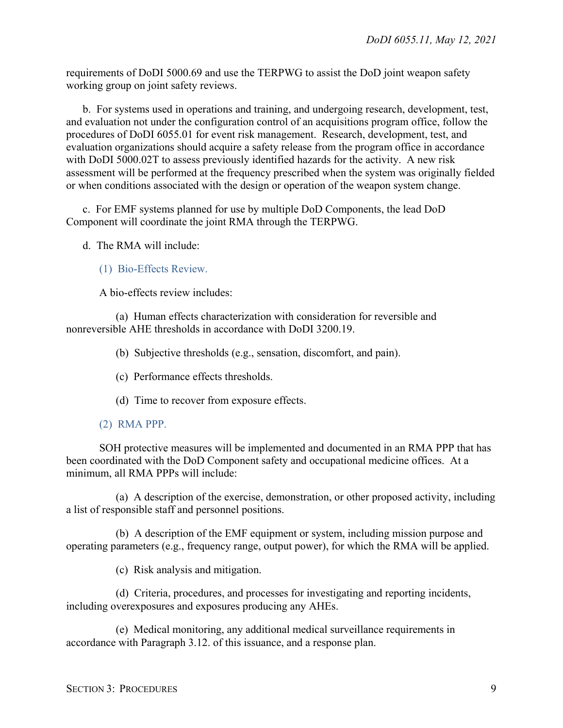requirements of DoDI 5000.69 and use the TERPWG to assist the DoD joint weapon safety working group on joint safety reviews.

b. For systems used in operations and training, and undergoing research, development, test, and evaluation not under the configuration control of an acquisitions program office, follow the procedures of DoDI 6055.01 for event risk management. Research, development, test, and evaluation organizations should acquire a safety release from the program office in accordance with DoDI 5000.02T to assess previously identified hazards for the activity. A new risk assessment will be performed at the frequency prescribed when the system was originally fielded or when conditions associated with the design or operation of the weapon system change.

c. For EMF systems planned for use by multiple DoD Components, the lead DoD Component will coordinate the joint RMA through the TERPWG.

d. The RMA will include:

(1) Bio-Effects Review.

A bio-effects review includes:

(a) Human effects characterization with consideration for reversible and nonreversible AHE thresholds in accordance with DoDI 3200.19.

(b) Subjective thresholds (e.g., sensation, discomfort, and pain).

(c) Performance effects thresholds.

(d) Time to recover from exposure effects.

(2) RMA PPP.

SOH protective measures will be implemented and documented in an RMA PPP that has been coordinated with the DoD Component safety and occupational medicine offices. At a minimum, all RMA PPPs will include:

(a) A description of the exercise, demonstration, or other proposed activity, including a list of responsible staff and personnel positions.

(b) A description of the EMF equipment or system, including mission purpose and operating parameters (e.g., frequency range, output power), for which the RMA will be applied.

(c) Risk analysis and mitigation.

(d) Criteria, procedures, and processes for investigating and reporting incidents, including overexposures and exposures producing any AHEs.

(e) Medical monitoring, any additional medical surveillance requirements in accordance with Paragraph 3.12. of this issuance, and a response plan.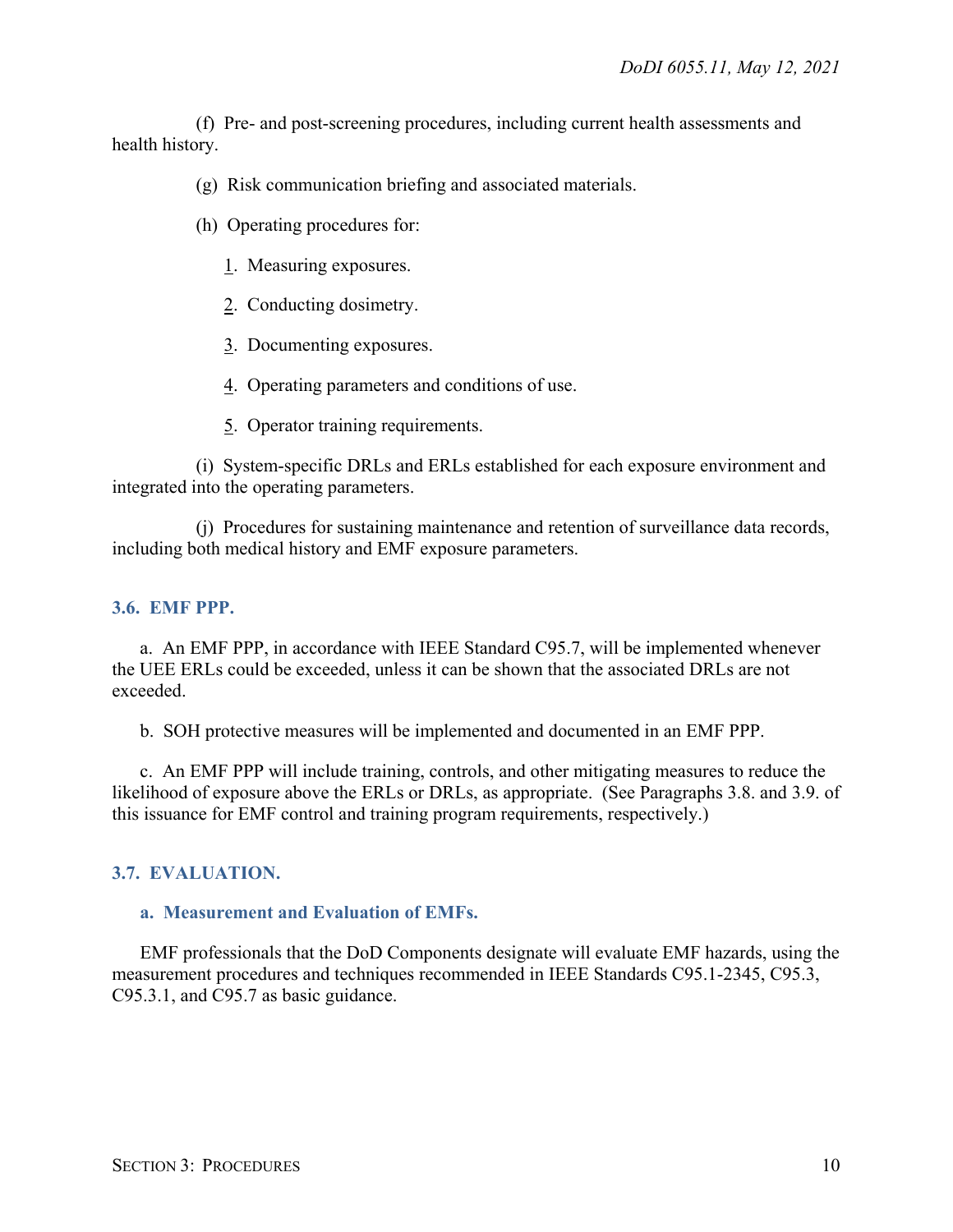(f) Pre- and post-screening procedures, including current health assessments and health history.

(g) Risk communication briefing and associated materials.

(h) Operating procedures for:

1. Measuring exposures.

2. Conducting dosimetry.

3. Documenting exposures.

4. Operating parameters and conditions of use.

5. Operator training requirements.

(i) System-specific DRLs and ERLs established for each exposure environment and integrated into the operating parameters.

(j) Procedures for sustaining maintenance and retention of surveillance data records, including both medical history and EMF exposure parameters.

## 3.6. EMF PPP.

a. An EMF PPP, in accordance with IEEE Standard C95.7, will be implemented whenever the UEE ERLs could be exceeded, unless it can be shown that the associated DRLs are not exceeded.

b. SOH protective measures will be implemented and documented in an EMF PPP.

c. An EMF PPP will include training, controls, and other mitigating measures to reduce the likelihood of exposure above the ERLs or DRLs, as appropriate. (See Paragraphs 3.8. and 3.9. of this issuance for EMF control and training program requirements, respectively.)

## 3.7. EVALUATION.

### a. Measurement and Evaluation of EMFs.

EMF professionals that the DoD Components designate will evaluate EMF hazards, using the measurement procedures and techniques recommended in IEEE Standards C95.1-2345, C95.3, C95.3.1, and C95.7 as basic guidance.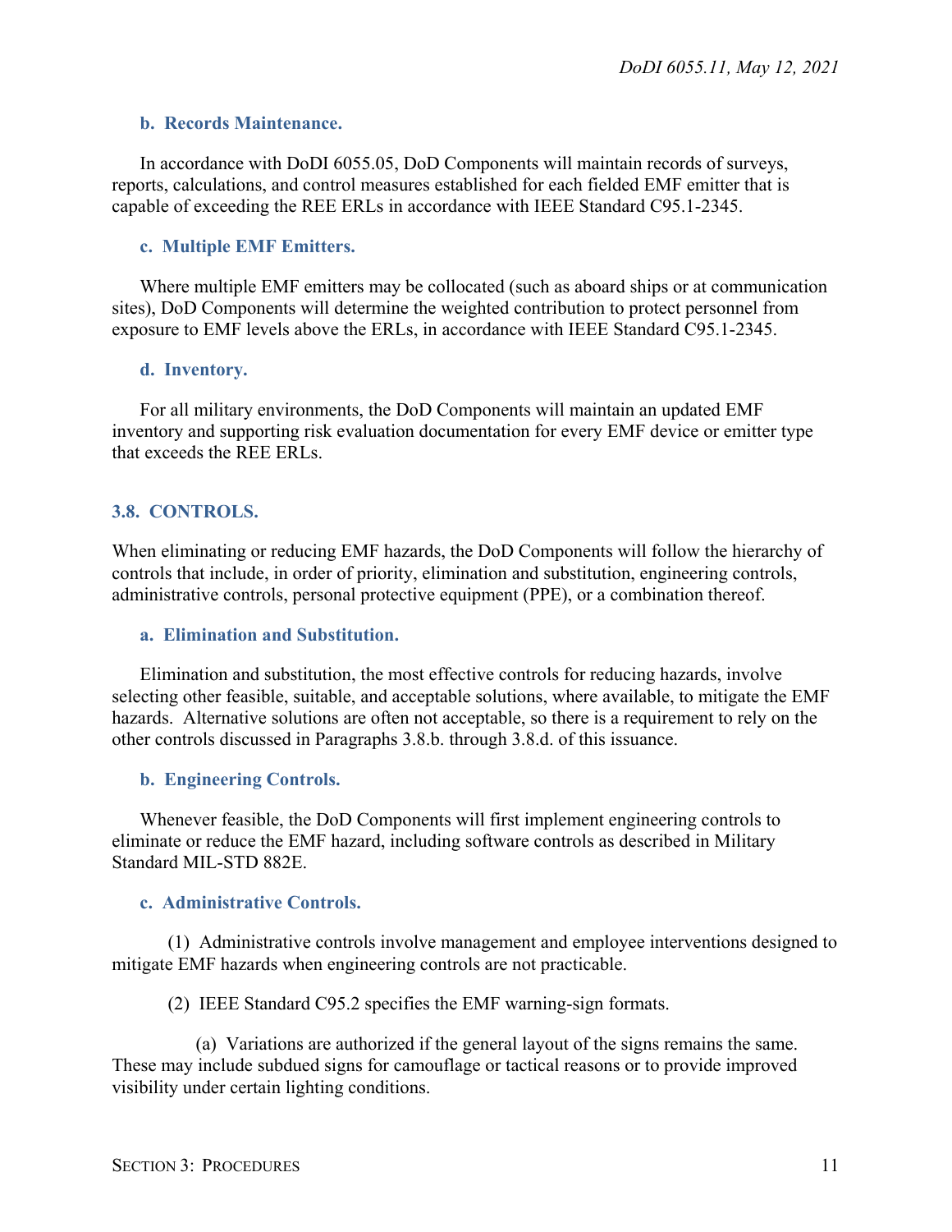**b. Records Maintenance.**

In accordance with DoDI 6055.05, DoD Components will maintain records of surveys, reports, calculations, and control measures established for each fielded EMF emitter that is capable of exceeding the REE ERLs in accordance with IEEE Standard C95.1-2345.

**c. Multiple EMF Emitters.**

Where multiple EMF emitters may be collocated (such as aboard ships or at communication sites), DoD Components will determine the weighted contribution to protect personnel from exposure to EMF levels above the ERLs, in accordance with IEEE Standard C95.1-2345.

**d. Inventory.**

For all military environments, the DoD Components will maintain an updated EMF inventory and supporting risk evaluation documentation for every EMF device or emitter type that exceeds the REE ERLs.

## 3.8. CONTROLS.

When eliminating or reducing EMF hazards, the DoD Components will follow the hierarchy of controls that include, in order of priority, elimination and substitution, engineering controls, administrative controls, personal protective equipment (PPE), or a combination thereof.

**a. Elimination and Substitution.**

Elimination and substitution, the most effective controls for reducing hazards, involve selecting other feasible, suitable, and acceptable solutions, where available, to mitigate the EMF hazards. Alternative solutions are often not acceptable, so there is a requirement to rely on the other controls discussed in Paragraphs 3.8.b. through 3.8.d. of this issuance.

**b. Engineering Controls.**

Whenever feasible, the DoD Components will first implement engineering controls to eliminate or reduce the EMF hazard, including software controls as described in Military Standard MIL-STD 882E.

**c. Administrative Controls.**

(1) Administrative controls involve management and employee interventions designed to mitigate EMF hazards when engineering controls are not practicable.

(2) IEEE Standard C95.2 specifies the EMF warning-sign formats.

(a) Variations are authorized if the general layout of the signs remains the same. These may include subdued signs for camouflage or tactical reasons or to provide improved visibility under certain lighting conditions.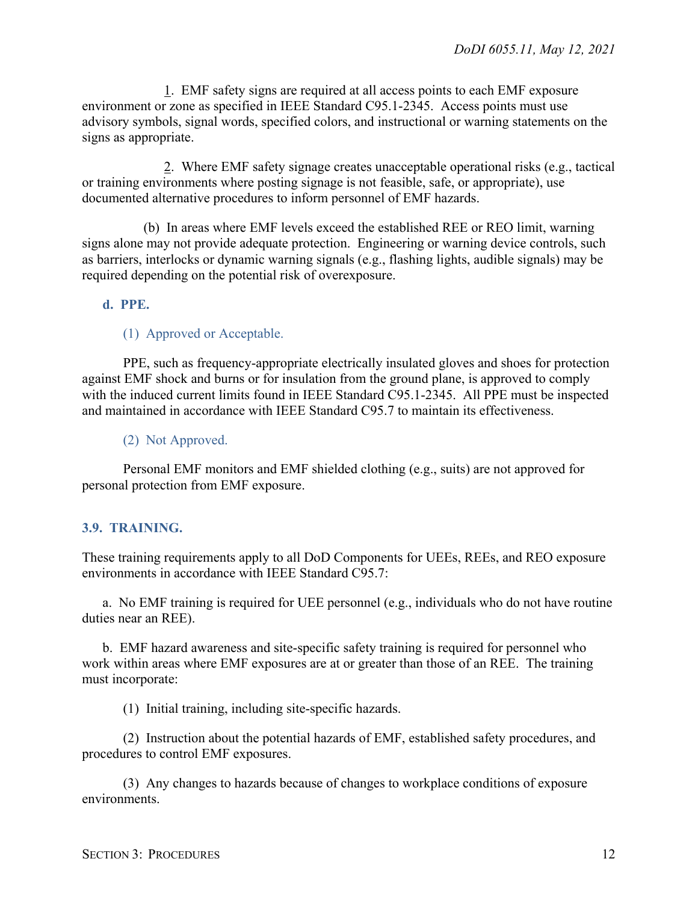1. EMF safety signs are required at all access points to each EMF exposure environment or zone as specified in IEEE Standard C95.1-2345. Access points must use advisory symbols, signal words, specified colors, and instructional or warning statements on the signs as appropriate.

2. Where EMF safety signage creates unacceptable operational risks (e.g., tactical or training environments where posting signage is not feasible, safe, or appropriate), use documented alternative procedures to inform personnel of EMF hazards.

(b) In areas where EMF levels exceed the established REE or REO limit, warning signs alone may not provide adequate protection. Engineering or warning device controls, such as barriers, interlocks or dynamic warning signals (e.g., flashing lights, audible signals) may be required depending on the potential risk of overexposure.

**d. PPE.**

(1) Approved or Acceptable.

PPE, such as frequency-appropriate electrically insulated gloves and shoes for protection against EMF shock and burns or for insulation from the ground plane, is approved to comply with the induced current limits found in IEEE Standard C95.1-2345. All PPE must be inspected and maintained in accordance with IEEE Standard C95.7 to maintain its effectiveness.

(2) Not Approved.

Personal EMF monitors and EMF shielded clothing (e.g., suits) are not approved for personal protection from EMF exposure.

## 3.9. TRAINING.

These training requirements apply to all DoD Components for UEEs, REEs, and REO exposure environments in accordance with IEEE Standard C95.7:

a. No EMF training is required for UEE personnel (e.g., individuals who do not have routine duties near an REE).

b. EMF hazard awareness and site-specific safety training is required for personnel who work within areas where EMF exposures are at or greater than those of an REE. The training must incorporate:

(1) Initial training, including site-specific hazards.

(2) Instruction about the potential hazards of EMF, established safety procedures, and procedures to control EMF exposures.

(3) Any changes to hazards because of changes to workplace conditions of exposure environments.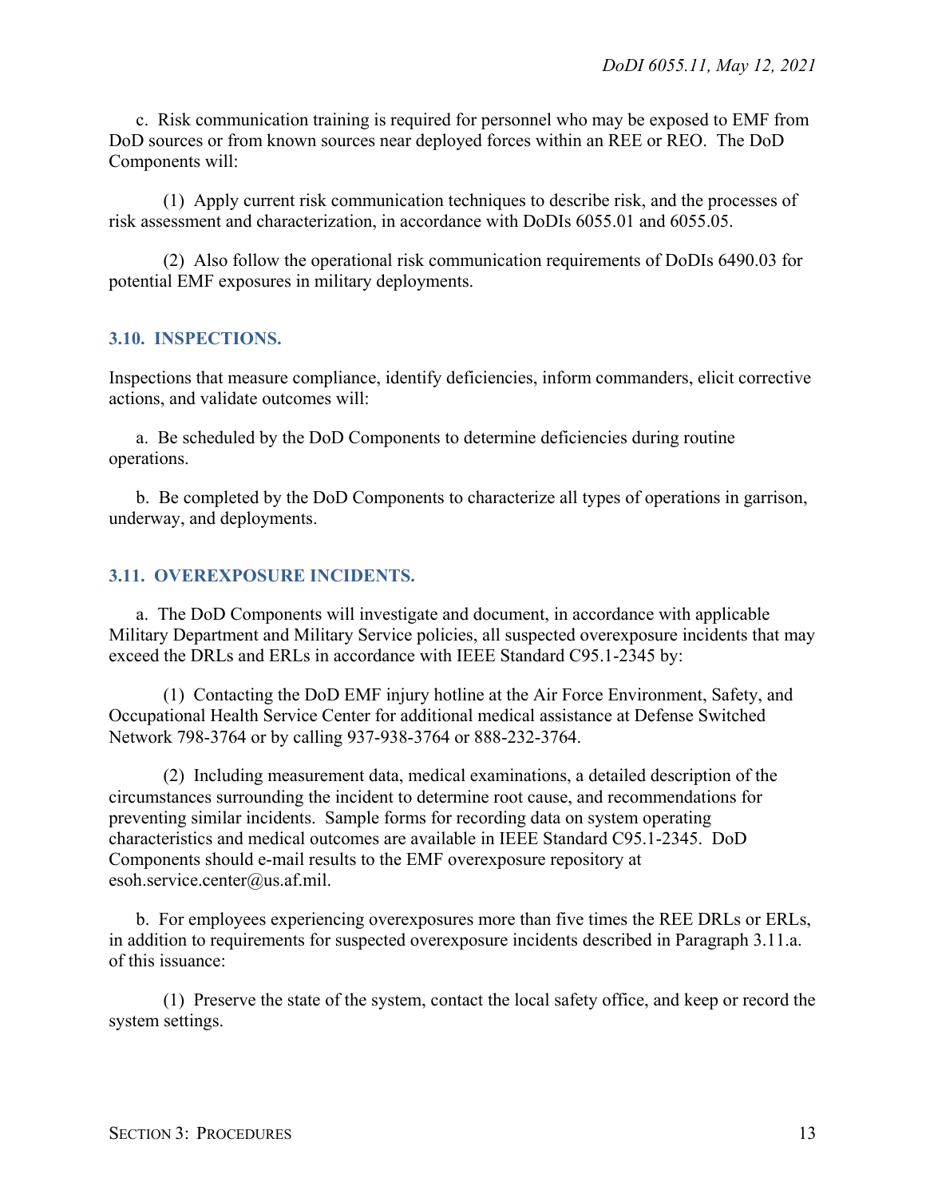c. Risk communication training is required for personnel who may be exposed to EMF from DoD sources or from known sources near deployed forces within an REE or REO. The DoD Components will:

(1) Apply current risk communication techniques to describe risk, and the processes of risk assessment and characterization, in accordance with DoDIs 6055.01 and 6055.05.

(2) Also follow the operational risk communication requirements of DoDIs 6490.03 for potential EMF exposures in military deployments.

## 3.10. INSPECTIONS.

Inspections that measure compliance, identify deficiencies, inform commanders, elicit corrective actions, and validate outcomes will:

a. Be scheduled by the DoD Components to determine deficiencies during routine operations.

b. Be completed by the DoD Components to characterize all types of operations in garrison, underway, and deployments.

## 3.11. OVEREXPOSURE INCIDENTS.

a. The DoD Components will investigate and document, in accordance with applicable Military Department and Military Service policies, all suspected overexposure incidents that may exceed the DRLs and ERLs in accordance with IEEE Standard C95.1-2345 by:

(1) Contacting the DoD EMF injury hotline at the Air Force Environment, Safety, and Occupational Health Service Center for additional medical assistance at Defense Switched Network 798-3764 or by calling 937-938-3764 or 888-232-3764.

(2) Including measurement data, medical examinations, a detailed description of the circumstances surrounding the incident to determine root cause, and recommendations for preventing similar incidents. Sample forms for recording data on system operating characteristics and medical outcomes are available in IEEE Standard C95.1-2345. DoD Components should e-mail results to the EMF overexposure repository at esoh.service.center@us.af.mil.

b. For employees experiencing overexposures more than five times the REE DRLs or ERLs, in addition to requirements for suspected overexposure incidents described in Paragraph 3.11.a. of this issuance:

(1) Preserve the state of the system, contact the local safety office, and keep or record the system settings.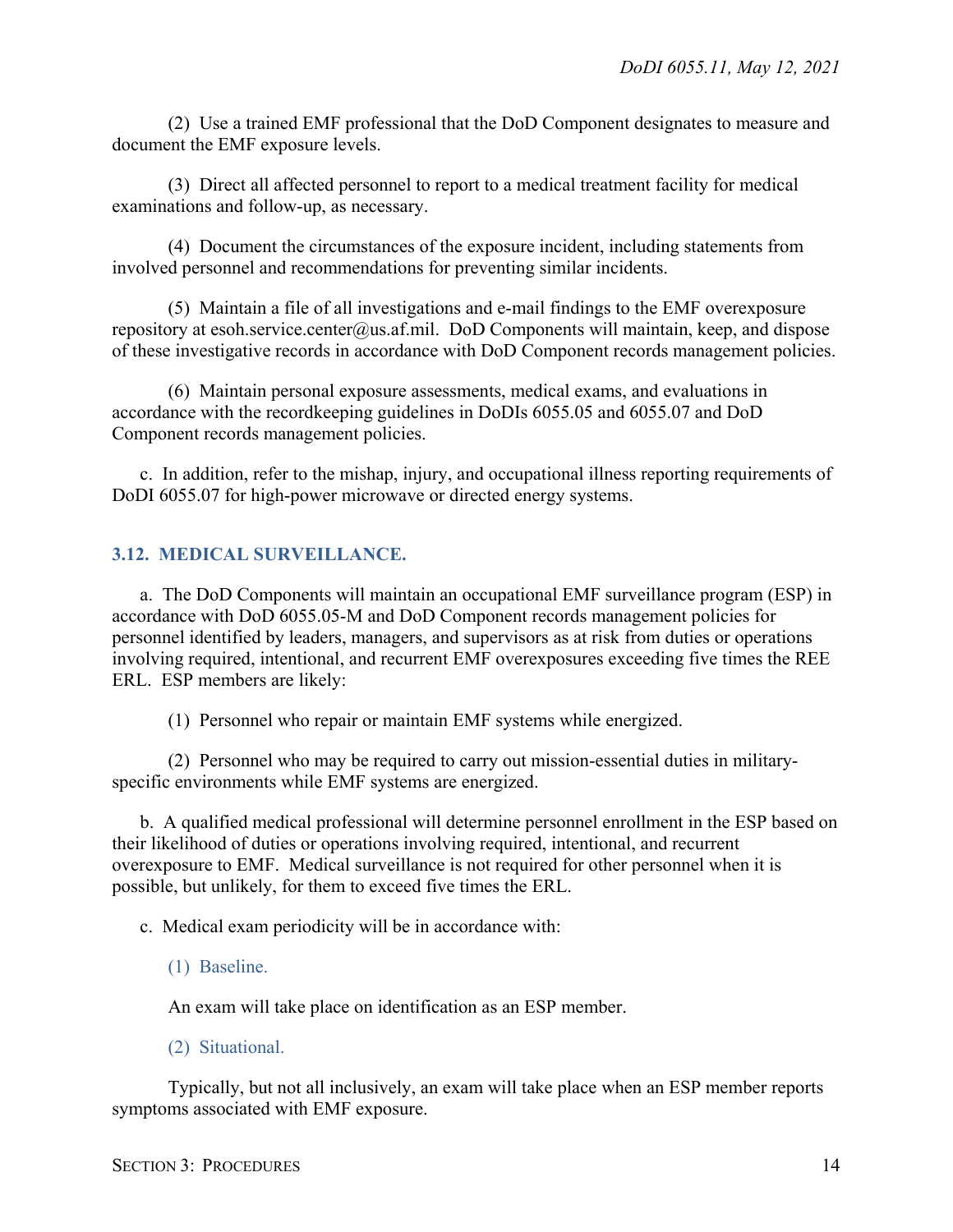(2) Use a trained EMF professional that the DoD Component designates to measure and document the EMF exposure levels.

(3) Direct all affected personnel to report to a medical treatment facility for medical examinations and follow-up, as necessary.

(4) Document the circumstances of the exposure incident, including statements from involved personnel and recommendations for preventing similar incidents.

(5) Maintain a file of all investigations and e-mail findings to the EMF overexposure repository at esoh.service.center@us.af.mil. DoD Components will maintain, keep, and dispose of these investigative records in accordance with DoD Component records management policies.

(6) Maintain personal exposure assessments, medical exams, and evaluations in accordance with the recordkeeping guidelines in DoDIs 6055.05 and 6055.07 and DoD Component records management policies.

c. In addition, refer to the mishap, injury, and occupational illness reporting requirements of DoDI 6055.07 for high-power microwave or directed energy systems.

## 3.12. MEDICAL SURVEILLANCE.

a. The DoD Components will maintain an occupational EMF surveillance program (ESP) in accordance with DoD 6055.05-M and DoD Component records management policies for personnel identified by leaders, managers, and supervisors as at risk from duties or operations involving required, intentional, and recurrent EMF overexposures exceeding five times the REE ERL. ESP members are likely:

(1) Personnel who repair or maintain EMF systems while energized.

(2) Personnel who may be required to carry out mission-essential duties in military-specific environments while EMF systems are energized.

b. A qualified medical professional will determine personnel enrollment in the ESP based on their likelihood of duties or operations involving required, intentional, and recurrent overexposure to EMF. Medical surveillance is not required for other personnel when it is possible, but unlikely, for them to exceed five times the ERL.

c. Medical exam periodicity will be in accordance with:

### (1) Baseline.

An exam will take place on identification as an ESP member.

### (2) Situational.

Typically, but not all inclusively, an exam will take place when an ESP member reports symptoms associated with EMF exposure.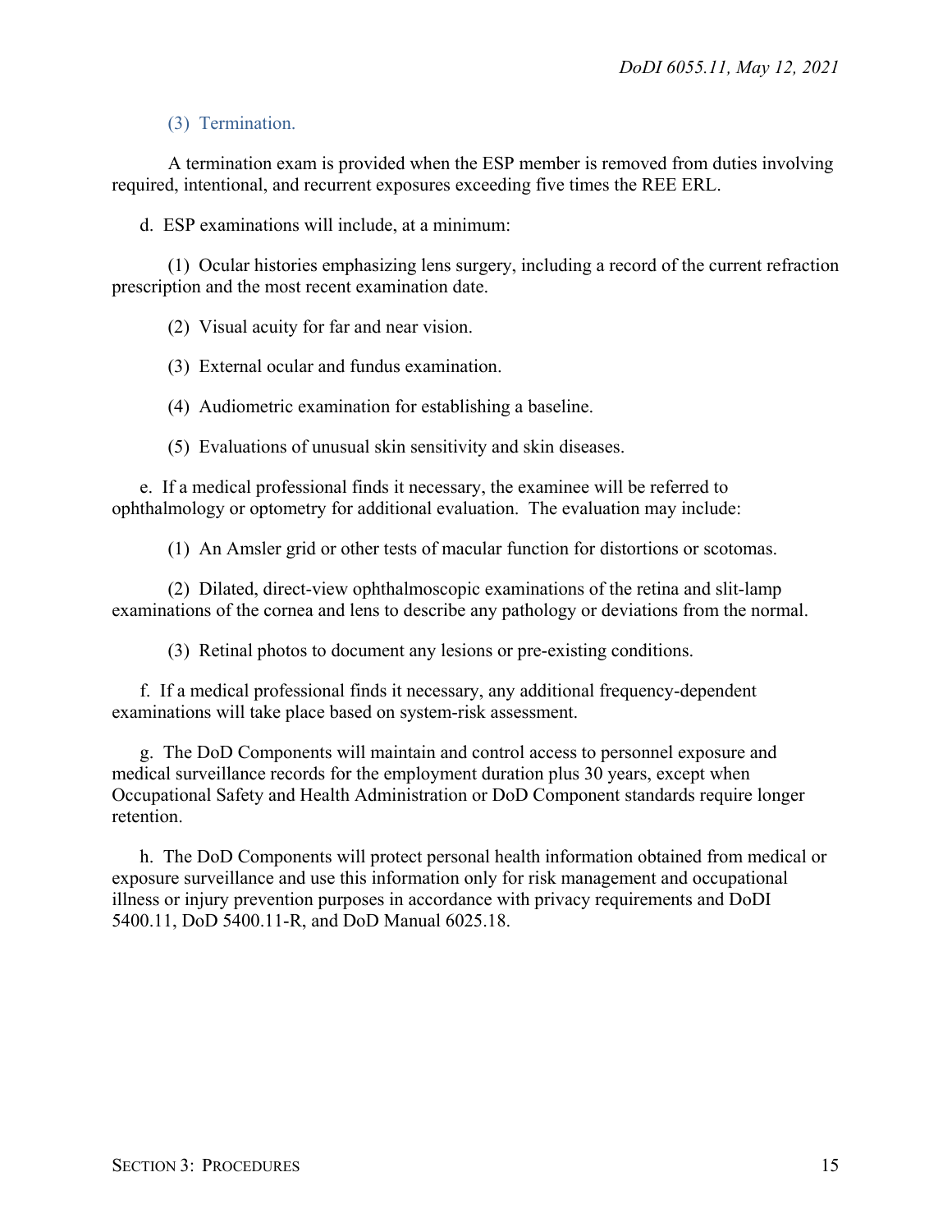#### (3) Termination.

A termination exam is provided when the ESP member is removed from duties involving required, intentional, and recurrent exposures exceeding five times the REE ERL.

d. ESP examinations will include, at a minimum:

(1) Ocular histories emphasizing lens surgery, including a record of the current refraction prescription and the most recent examination date.

(2) Visual acuity for far and near vision.

(3) External ocular and fundus examination.

(4) Audiometric examination for establishing a baseline.

(5) Evaluations of unusual skin sensitivity and skin diseases.

e. If a medical professional finds it necessary, the examinee will be referred to ophthalmology or optometry for additional evaluation. The evaluation may include:

(1) An Amsler grid or other tests of macular function for distortions or scotomas.

(2) Dilated, direct-view ophthalmoscopic examinations of the retina and slit-lamp examinations of the cornea and lens to describe any pathology or deviations from the normal.

(3) Retinal photos to document any lesions or pre-existing conditions.

f. If a medical professional finds it necessary, any additional frequency-dependent examinations will take place based on system-risk assessment.

g. The DoD Components will maintain and control access to personnel exposure and medical surveillance records for the employment duration plus 30 years, except when Occupational Safety and Health Administration or DoD Component standards require longer retention.

h. The DoD Components will protect personal health information obtained from medical or exposure surveillance and use this information only for risk management and occupational illness or injury prevention purposes in accordance with privacy requirements and DoDI 5400.11, DoD 5400.11-R, and DoD Manual 6025.18.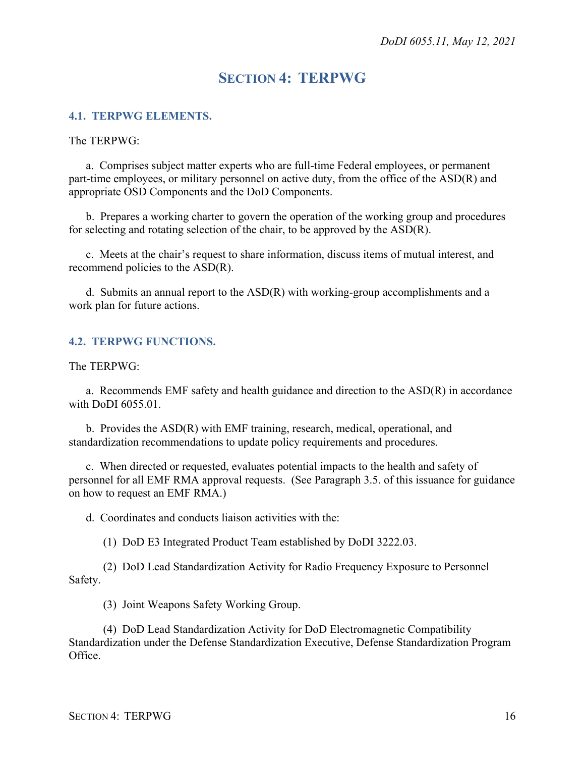# SECTION 4: TERPWG

## 4.1. TERPWG ELEMENTS.

The TERPWG:

a. Comprises subject matter experts who are full-time Federal employees, or permanent part-time employees, or military personnel on active duty, from the office of the ASD(R) and appropriate OSD Components and the DoD Components.

b. Prepares a working charter to govern the operation of the working group and procedures for selecting and rotating selection of the chair, to be approved by the ASD(R).

c. Meets at the chair's request to share information, discuss items of mutual interest, and recommend policies to the ASD(R).

d. Submits an annual report to the ASD(R) with working-group accomplishments and a work plan for future actions.

## 4.2. TERPWG FUNCTIONS.

The TERPWG:

a. Recommends EMF safety and health guidance and direction to the ASD(R) in accordance with DoDI 6055.01.

b. Provides the ASD(R) with EMF training, research, medical, operational, and standardization recommendations to update policy requirements and procedures.

c. When directed or requested, evaluates potential impacts to the health and safety of personnel for all EMF RMA approval requests. (See Paragraph 3.5. of this issuance for guidance on how to request an EMF RMA.)

d. Coordinates and conducts liaison activities with the:

(1) DoD E3 Integrated Product Team established by DoDI 3222.03.

(2) DoD Lead Standardization Activity for Radio Frequency Exposure to Personnel Safety.

(3) Joint Weapons Safety Working Group.

(4) DoD Lead Standardization Activity for DoD Electromagnetic Compatibility Standardization under the Defense Standardization Executive, Defense Standardization Program Office.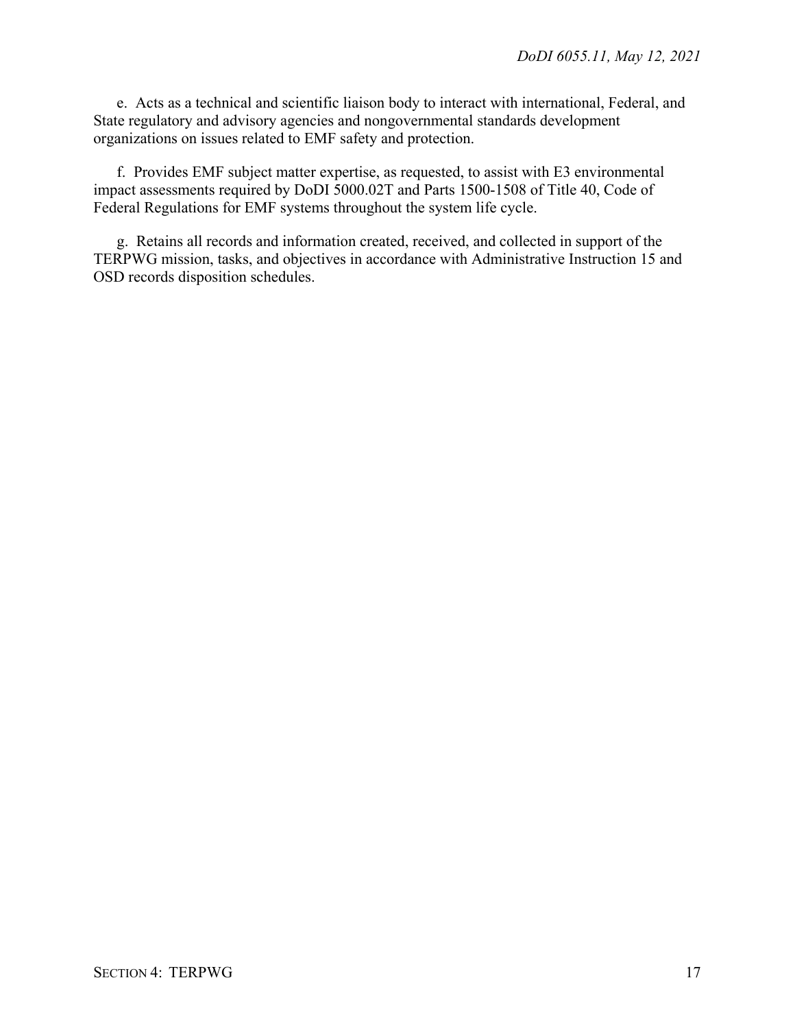e. Acts as a technical and scientific liaison body to interact with international, Federal, and State regulatory and advisory agencies and nongovernmental standards development organizations on issues related to EMF safety and protection.

f. Provides EMF subject matter expertise, as requested, to assist with E3 environmental impact assessments required by DoDI 5000.02T and Parts 1500-1508 of Title 40, Code of Federal Regulations for EMF systems throughout the system life cycle.

g. Retains all records and information created, received, and collected in support of the TERPWG mission, tasks, and objectives in accordance with Administrative Instruction 15 and OSD records disposition schedules.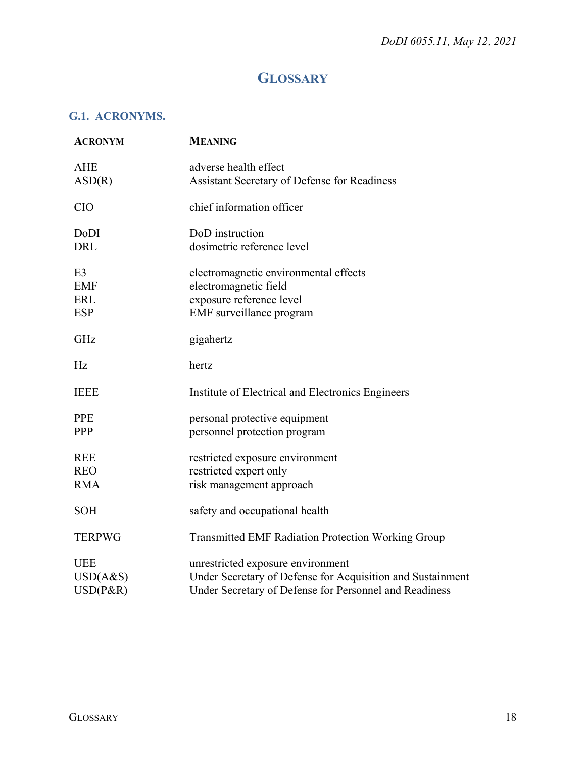# GLOSSARY

## G.1. ACRONYMS.

| ACRONYM | MEANING |
|---|---|
| AHE | adverse health effect |
| ASD(R) | Assistant Secretary of Defense for Readiness |
| CIO | chief information officer |
| DoDI | DoD instruction |
| DRL | dosimetric reference level |
| E3 | electromagnetic environmental effects |
| EMF | electromagnetic field |
| ERL | exposure reference level |
| ESP | EMF surveillance program |
| GHz | gigahertz |
| Hz | hertz |
| IEEE | Institute of Electrical and Electronics Engineers |
| PPE | personal protective equipment |
| PPP | personnel protection program |
| REE | restricted exposure environment |
| REO | restricted expert only |
| RMA | risk management approach |
| SOH | safety and occupational health |
| TERPWG | Transmitted EMF Radiation Protection Working Group |
| UEE | unrestricted exposure environment |
| USD(A&S) | Under Secretary of Defense for Acquisition and Sustainment |
| USD(P&R) | Under Secretary of Defense for Personnel and Readiness |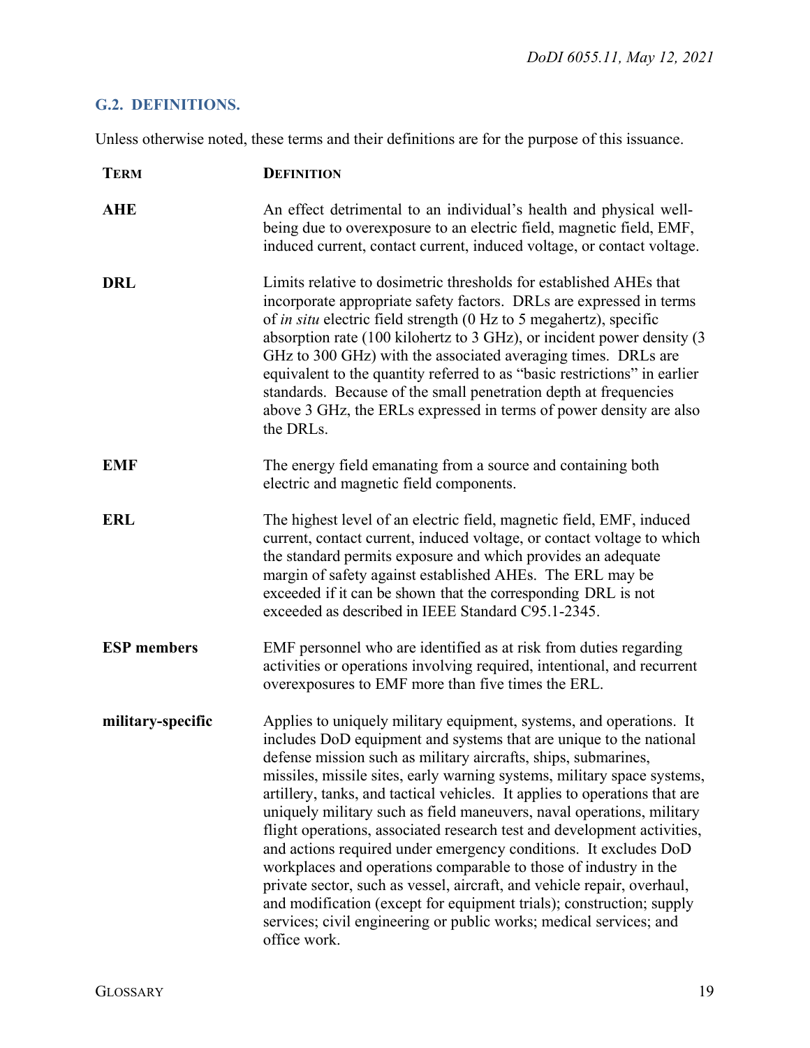## G.2. DEFINITIONS.

Unless otherwise noted, these terms and their definitions are for the purpose of this issuance.

| TERM | DEFINITION |
|---|---|
| **AHE** | An effect detrimental to an individual's health and physical well-being due to overexposure to an electric field, magnetic field, EMF, induced current, contact current, induced voltage, or contact voltage. |
| **DRL** | Limits relative to dosimetric thresholds for established AHEs that incorporate appropriate safety factors. DRLs are expressed in terms of *in situ* electric field strength (0 Hz to 5 megahertz), specific absorption rate (100 kilohertz to 3 GHz), or incident power density (3 GHz to 300 GHz) with the associated averaging times. DRLs are equivalent to the quantity referred to as "basic restrictions" in earlier standards. Because of the small penetration depth at frequencies above 3 GHz, the ERLs expressed in terms of power density are also the DRLs. |
| **EMF** | The energy field emanating from a source and containing both electric and magnetic field components. |
| **ERL** | The highest level of an electric field, magnetic field, EMF, induced current, contact current, induced voltage, or contact voltage to which the standard permits exposure and which provides an adequate margin of safety against established AHEs. The ERL may be exceeded if it can be shown that the corresponding DRL is not exceeded as described in IEEE Standard C95.1-2345. |
| **ESP members** | EMF personnel who are identified as at risk from duties regarding activities or operations involving required, intentional, and recurrent overexposures to EMF more than five times the ERL. |
| **military-specific** | Applies to uniquely military equipment, systems, and operations. It includes DoD equipment and systems that are unique to the national defense mission such as military aircrafts, ships, submarines, missiles, missile sites, early warning systems, military space systems, artillery, tanks, and tactical vehicles. It applies to operations that are uniquely military such as field maneuvers, naval operations, military flight operations, associated research test and development activities, and actions required under emergency conditions. It excludes DoD workplaces and operations comparable to those of industry in the private sector, such as vessel, aircraft, and vehicle repair, overhaul, and modification (except for equipment trials); construction; supply services; civil engineering or public works; medical services; and office work. |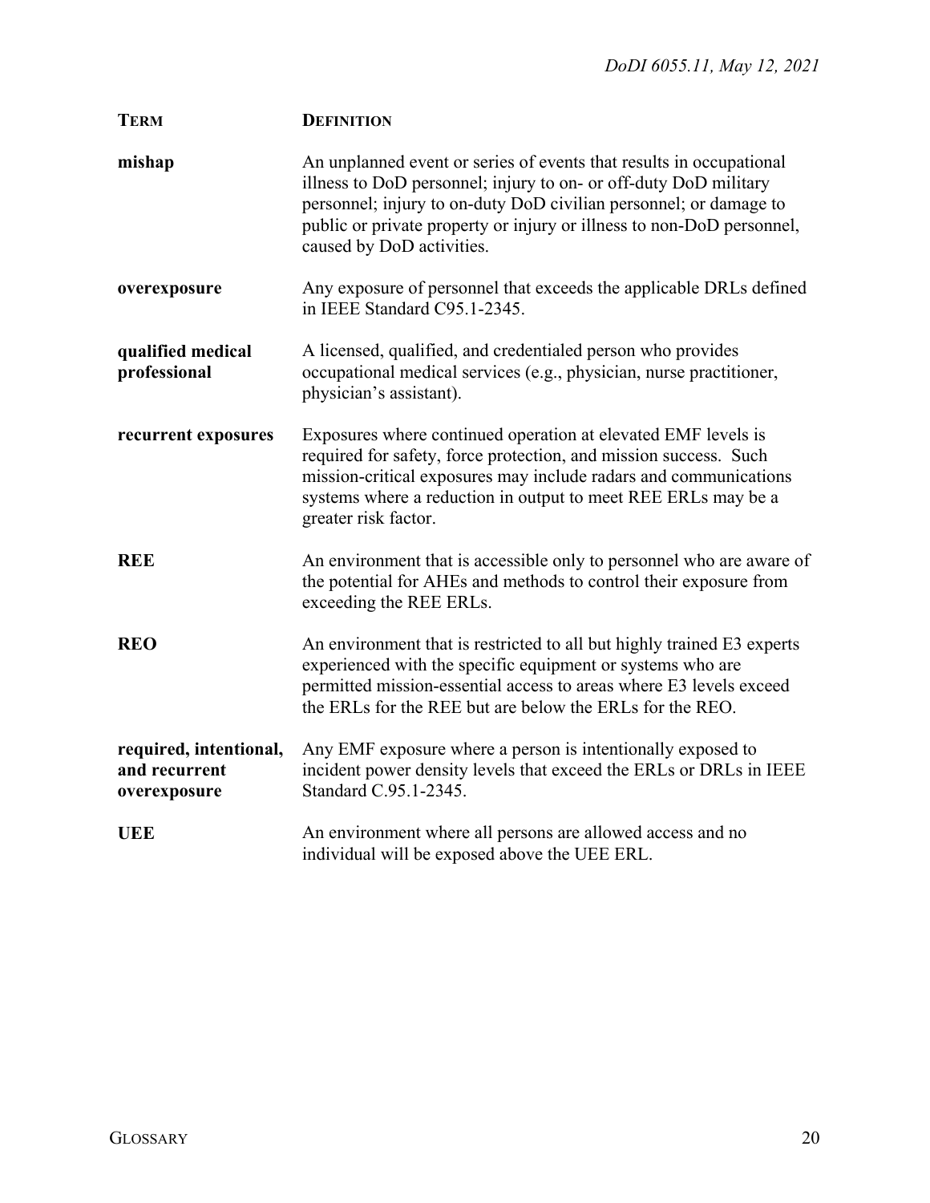| TERM | DEFINITION |
|---|---|
| **mishap** | An unplanned event or series of events that results in occupational illness to DoD personnel; injury to on- or off-duty DoD military personnel; injury to on-duty DoD civilian personnel; or damage to public or private property or injury or illness to non-DoD personnel, caused by DoD activities. |
| **overexposure** | Any exposure of personnel that exceeds the applicable DRLs defined in IEEE Standard C95.1-2345. |
| **qualified medical professional** | A licensed, qualified, and credentialed person who provides occupational medical services (e.g., physician, nurse practitioner, physician's assistant). |
| **recurrent exposures** | Exposures where continued operation at elevated EMF levels is required for safety, force protection, and mission success. Such mission-critical exposures may include radars and communications systems where a reduction in output to meet REE ERLs may be a greater risk factor. |
| **REE** | An environment that is accessible only to personnel who are aware of the potential for AHEs and methods to control their exposure from exceeding the REE ERLs. |
| **REO** | An environment that is restricted to all but highly trained E3 experts experienced with the specific equipment or systems who are permitted mission-essential access to areas where E3 levels exceed the ERLs for the REE but are below the ERLs for the REO. |
| **required, intentional, and recurrent overexposure** | Any EMF exposure where a person is intentionally exposed to incident power density levels that exceed the ERLs or DRLs in IEEE Standard C.95.1-2345. |
| **UEE** | An environment where all persons are allowed access and no individual will be exposed above the UEE ERL. |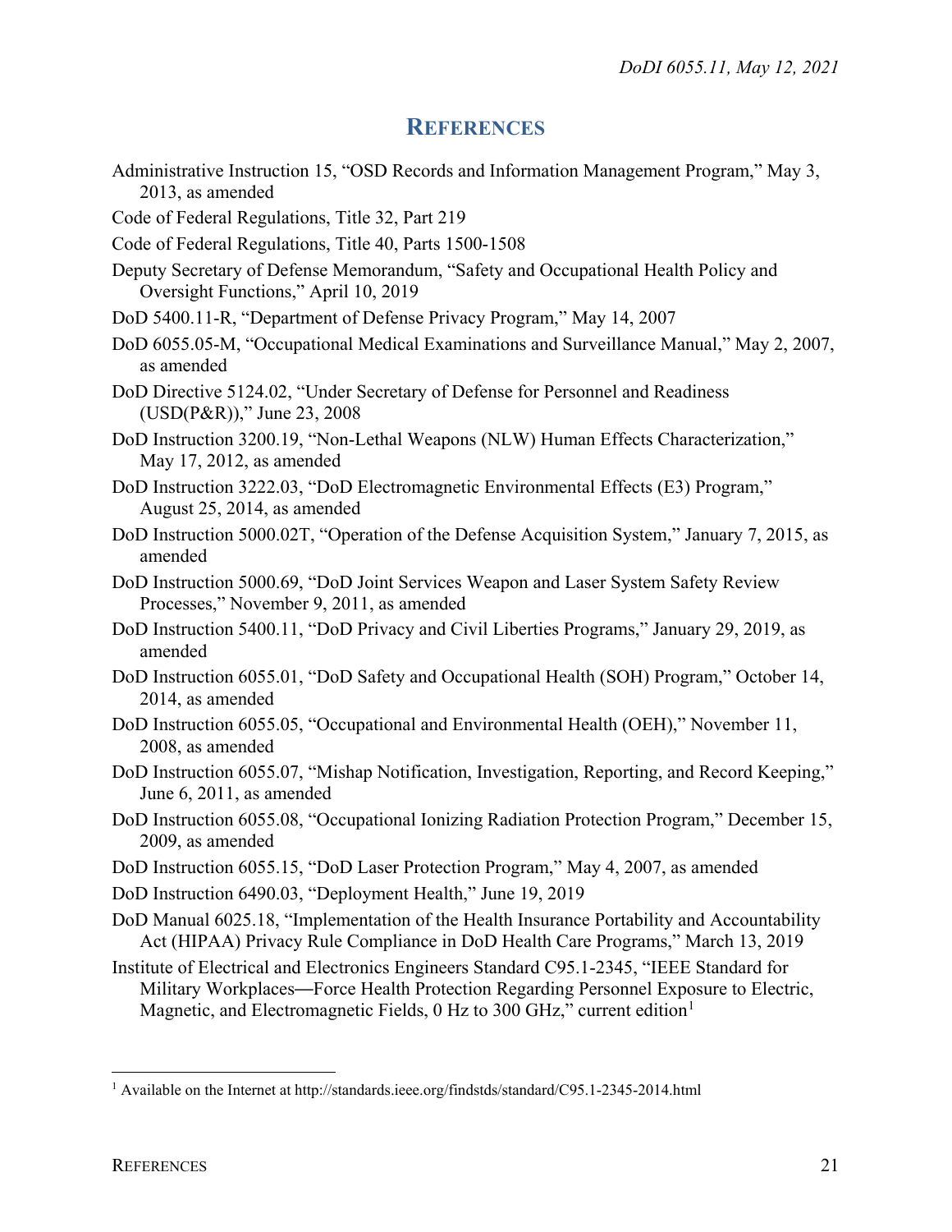## REFERENCES

Administrative Instruction 15, "OSD Records and Information Management Program," May 3, 2013, as amended

Code of Federal Regulations, Title 32, Part 219

Code of Federal Regulations, Title 40, Parts 1500-1508

Deputy Secretary of Defense Memorandum, "Safety and Occupational Health Policy and Oversight Functions," April 10, 2019

DoD 5400.11-R, "Department of Defense Privacy Program," May 14, 2007

DoD 6055.05-M, "Occupational Medical Examinations and Surveillance Manual," May 2, 2007, as amended

DoD Directive 5124.02, "Under Secretary of Defense for Personnel and Readiness (USD(P&R))," June 23, 2008

DoD Instruction 3200.19, "Non-Lethal Weapons (NLW) Human Effects Characterization," May 17, 2012, as amended

DoD Instruction 3222.03, "DoD Electromagnetic Environmental Effects (E3) Program," August 25, 2014, as amended

DoD Instruction 5000.02T, "Operation of the Defense Acquisition System," January 7, 2015, as amended

DoD Instruction 5000.69, "DoD Joint Services Weapon and Laser System Safety Review Processes," November 9, 2011, as amended

DoD Instruction 5400.11, "DoD Privacy and Civil Liberties Programs," January 29, 2019, as amended

DoD Instruction 6055.01, "DoD Safety and Occupational Health (SOH) Program," October 14, 2014, as amended

DoD Instruction 6055.05, "Occupational and Environmental Health (OEH)," November 11, 2008, as amended

DoD Instruction 6055.07, "Mishap Notification, Investigation, Reporting, and Record Keeping," June 6, 2011, as amended

DoD Instruction 6055.08, "Occupational Ionizing Radiation Protection Program," December 15, 2009, as amended

DoD Instruction 6055.15, "DoD Laser Protection Program," May 4, 2007, as amended

DoD Instruction 6490.03, "Deployment Health," June 19, 2019

DoD Manual 6025.18, "Implementation of the Health Insurance Portability and Accountability Act (HIPAA) Privacy Rule Compliance in DoD Health Care Programs," March 13, 2019

Institute of Electrical and Electronics Engineers Standard C95.1-2345, "IEEE Standard for Military Workplaces—Force Health Protection Regarding Personnel Exposure to Electric, Magnetic, and Electromagnetic Fields, 0 Hz to 300 GHz," current edition[1]

---

[1] Available on the Internet at http://standards.ieee.org/findstds/standard/C95.1-2345-2014.html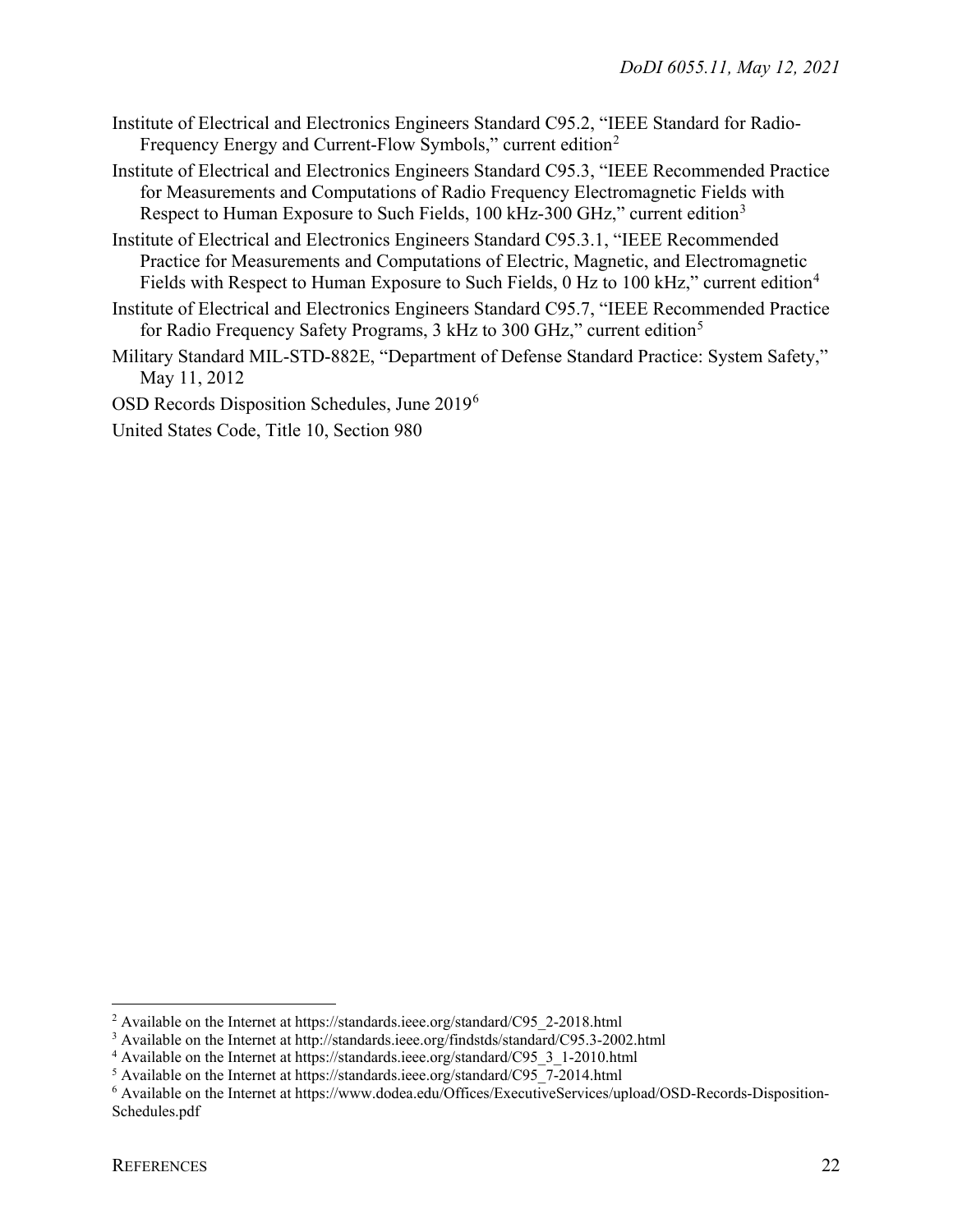Institute of Electrical and Electronics Engineers Standard C95.2, "IEEE Standard for Radio-Frequency Energy and Current-Flow Symbols," current edition[2]

Institute of Electrical and Electronics Engineers Standard C95.3, "IEEE Recommended Practice for Measurements and Computations of Radio Frequency Electromagnetic Fields with Respect to Human Exposure to Such Fields, 100 kHz-300 GHz," current edition[3]

Institute of Electrical and Electronics Engineers Standard C95.3.1, "IEEE Recommended Practice for Measurements and Computations of Electric, Magnetic, and Electromagnetic Fields with Respect to Human Exposure to Such Fields, 0 Hz to 100 kHz," current edition[4]

Institute of Electrical and Electronics Engineers Standard C95.7, "IEEE Recommended Practice for Radio Frequency Safety Programs, 3 kHz to 300 GHz," current edition[5]

Military Standard MIL-STD-882E, "Department of Defense Standard Practice: System Safety," May 11, 2012

OSD Records Disposition Schedules, June 2019[6]

United States Code, Title 10, Section 980

---

[2] Available on the Internet at https://standards.ieee.org/standard/C95_2-2018.html

[3] Available on the Internet at http://standards.ieee.org/findstds/standard/C95.3-2002.html

[4] Available on the Internet at https://standards.ieee.org/standard/C95_3_1-2010.html

[5] Available on the Internet at https://standards.ieee.org/standard/C95_7-2014.html

[6] Available on the Internet at https://www.dodea.edu/Offices/ExecutiveServices/upload/OSD-Records-Disposition-Schedules.pdf